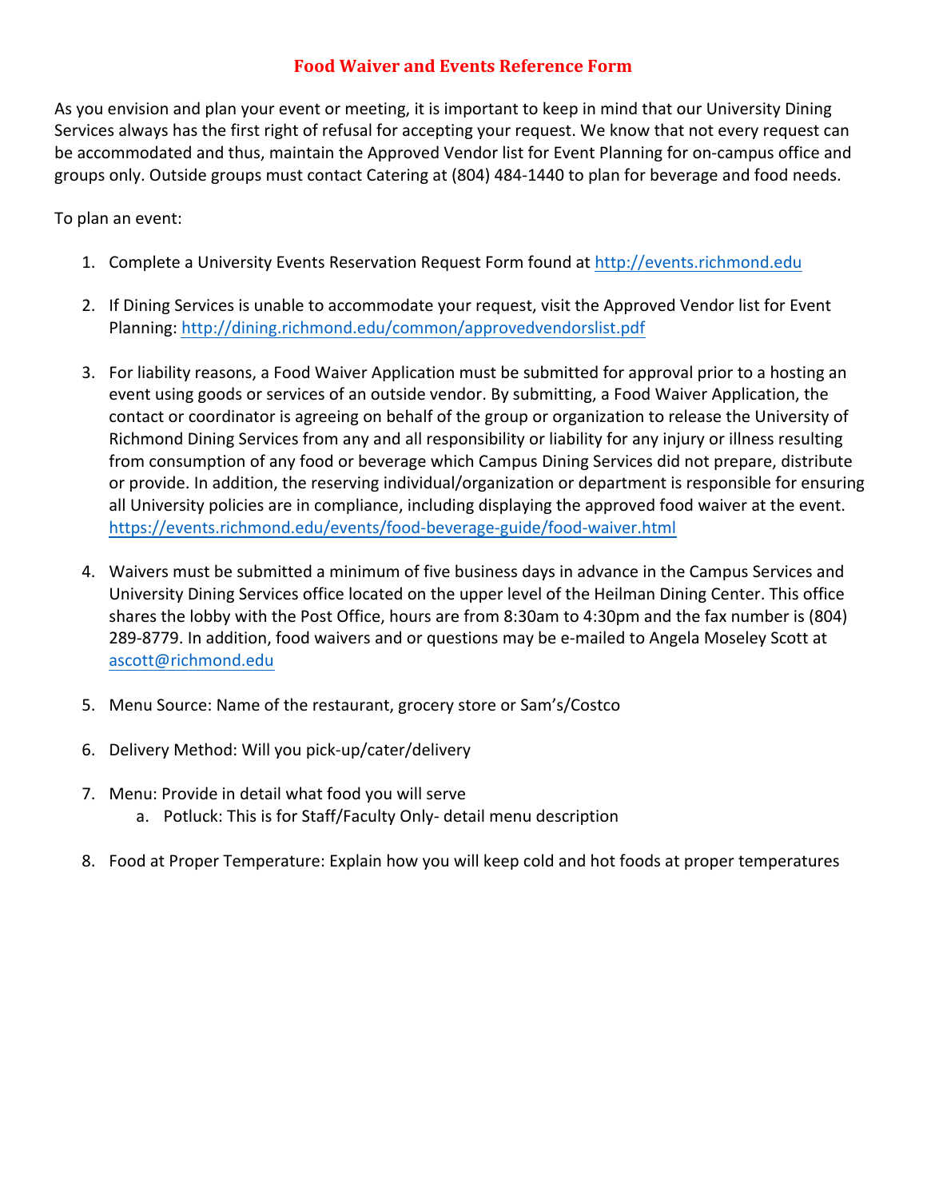# Food Waiver and Events Reference Form

As you envision and plan your event or meeting, it is important to keep in mind that our University Dining Services always has the first right of refusal for accepting your request. We know that not every request can be accommodated and thus, maintain the Approved Vendor list for Event Planning for on-campus office and groups only. Outside groups must contact Catering at (804) 484-1440 to plan for beverage and food needs.

To plan an event:

1. Complete a University Events Reservation Request Form found at http://events.richmond.edu

2. If Dining Services is unable to accommodate your request, visit the Approved Vendor list for Event Planning: http://dining.richmond.edu/common/approvedvendorslist.pdf

3. For liability reasons, a Food Waiver Application must be submitted for approval prior to a hosting an event using goods or services of an outside vendor. By submitting, a Food Waiver Application, the contact or coordinator is agreeing on behalf of the group or organization to release the University of Richmond Dining Services from any and all responsibility or liability for any injury or illness resulting from consumption of any food or beverage which Campus Dining Services did not prepare, distribute or provide. In addition, the reserving individual/organization or department is responsible for ensuring all University policies are in compliance, including displaying the approved food waiver at the event. https://events.richmond.edu/events/food-beverage-guide/food-waiver.html

4. Waivers must be submitted a minimum of five business days in advance in the Campus Services and University Dining Services office located on the upper level of the Heilman Dining Center. This office shares the lobby with the Post Office, hours are from 8:30am to 4:30pm and the fax number is (804) 289-8779. In addition, food waivers and or questions may be e-mailed to Angela Moseley Scott at ascott@richmond.edu

5. Menu Source: Name of the restaurant, grocery store or Sam's/Costco

6. Delivery Method: Will you pick-up/cater/delivery

7. Menu: Provide in detail what food you will serve
   a. Potluck: This is for Staff/Faculty Only- detail menu description

8. Food at Proper Temperature: Explain how you will keep cold and hot foods at proper temperatures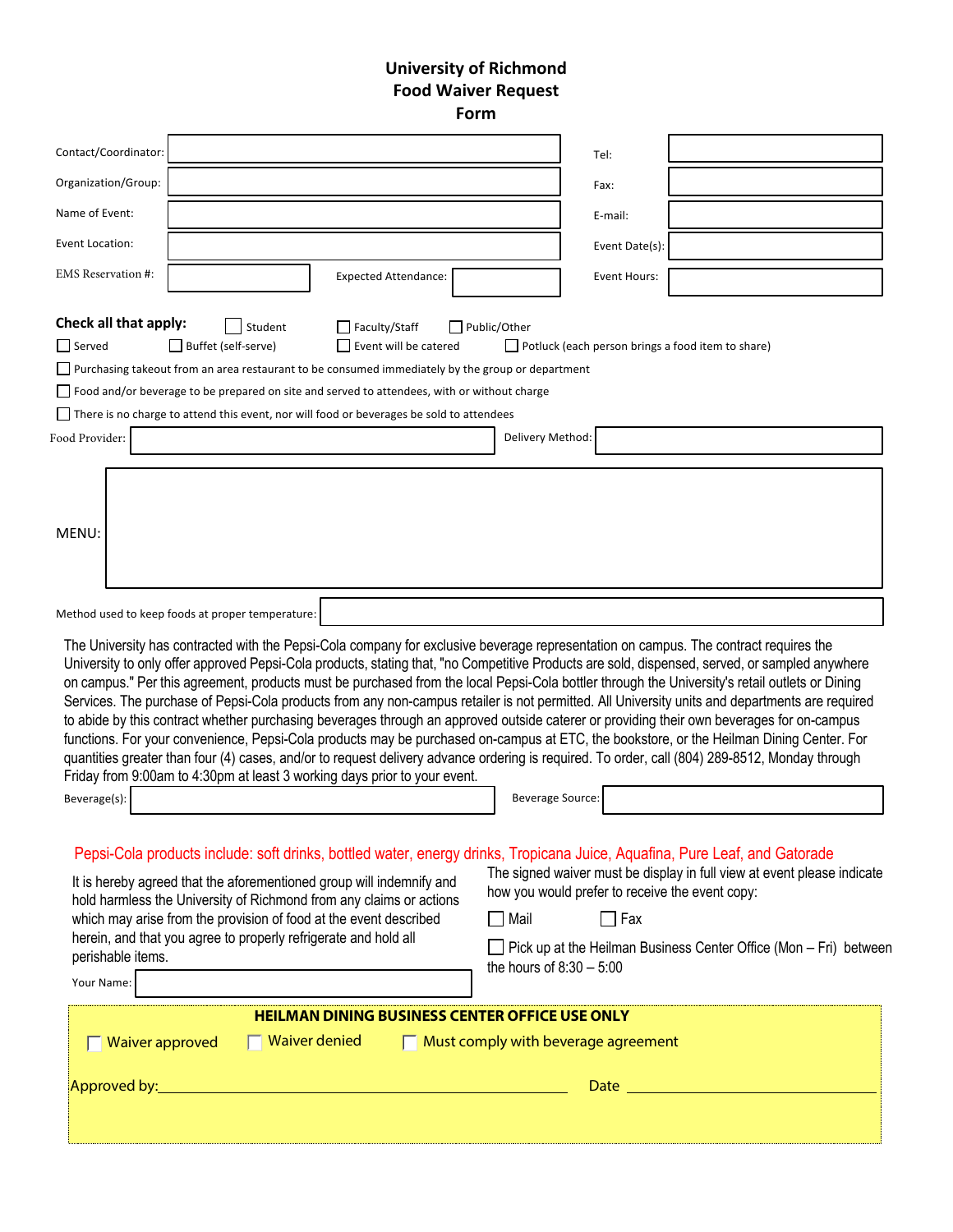# University of Richmond Food Waiver Request Form

Contact/Coordinator: ____________________ Tel: ____________________

Organization/Group: ____________________ Fax: ____________________

Name of Event: ____________________ E-mail: ____________________

Event Location: ____________________ Event Date(s): ____________________

EMS Reservation #: __________ Expected Attendance: __________ Event Hours: ____________________

**Check all that apply:** ☐ Student ☐ Faculty/Staff ☐ Public/Other

☐ Served ☐ Buffet (self-serve) ☐ Event will be catered ☐ Potluck (each person brings a food item to share)

☐ Purchasing takeout from an area restaurant to be consumed immediately by the group or department

☐ Food and/or beverage to be prepared on site and served to attendees, with or without charge

☐ There is no charge to attend this event, nor will food or beverages be sold to attendees

Food Provider: ____________________ Delivery Method: ____________________

MENU: ____________________

Method used to keep foods at proper temperature: ____________________

The University has contracted with the Pepsi-Cola company for exclusive beverage representation on campus. The contract requires the University to only offer approved Pepsi-Cola products, stating that, "no Competitive Products are sold, dispensed, served, or sampled anywhere on campus." Per this agreement, products must be purchased from the local Pepsi-Cola bottler through the University's retail outlets or Dining Services. The purchase of Pepsi-Cola products from any non-campus retailer is not permitted. All University units and departments are required to abide by this contract whether purchasing beverages through an approved outside caterer or providing their own beverages for on-campus functions. For your convenience, Pepsi-Cola products may be purchased on-campus at ETC, the bookstore, or the Heilman Dining Center. For quantities greater than four (4) cases, and/or to request delivery advance ordering is required. To order, call (804) 289-8512, Monday through Friday from 9:00am to 4:30pm at least 3 working days prior to your event.

Beverage(s): ____________________ Beverage Source: ____________________

Pepsi-Cola products include: soft drinks, bottled water, energy drinks, Tropicana Juice, Aquafina, Pure Leaf, and Gatorade

It is hereby agreed that the aforementioned group will indemnify and hold harmless the University of Richmond from any claims or actions which may arise from the provision of food at the event described herein, and that you agree to properly refrigerate and hold all perishable items.

Your Name: ____________________

The signed waiver must be display in full view at event please indicate how you would prefer to receive the event copy:

☐ Mail ☐ Fax

☐ Pick up at the Heilman Business Center Office (Mon – Fri) between the hours of 8:30 – 5:00

**HEILMAN DINING BUSINESS CENTER OFFICE USE ONLY**

☐ Waiver approved ☐ Waiver denied ☐ Must comply with beverage agreement

Approved by: ____________________ Date ____________________